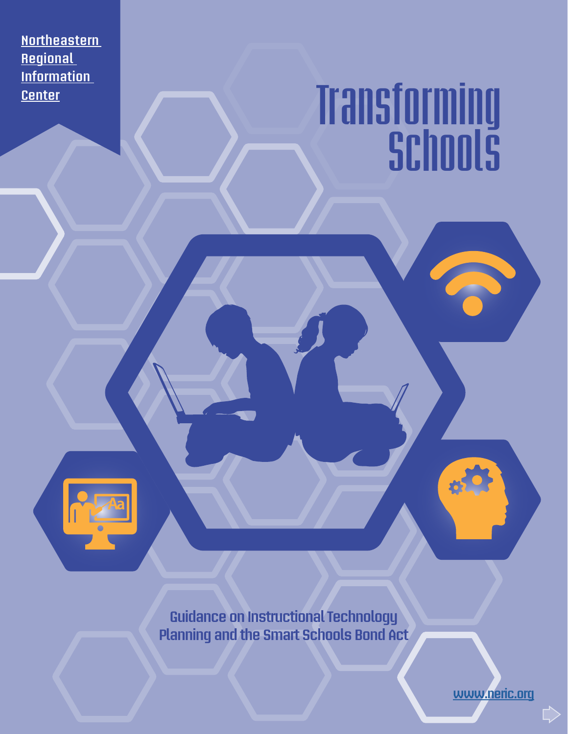Northeastern Regional Information Center

# Transforming Schools

Guidance on Instructional Technology Planning and the Smart Schools Bond Act

www.neric.org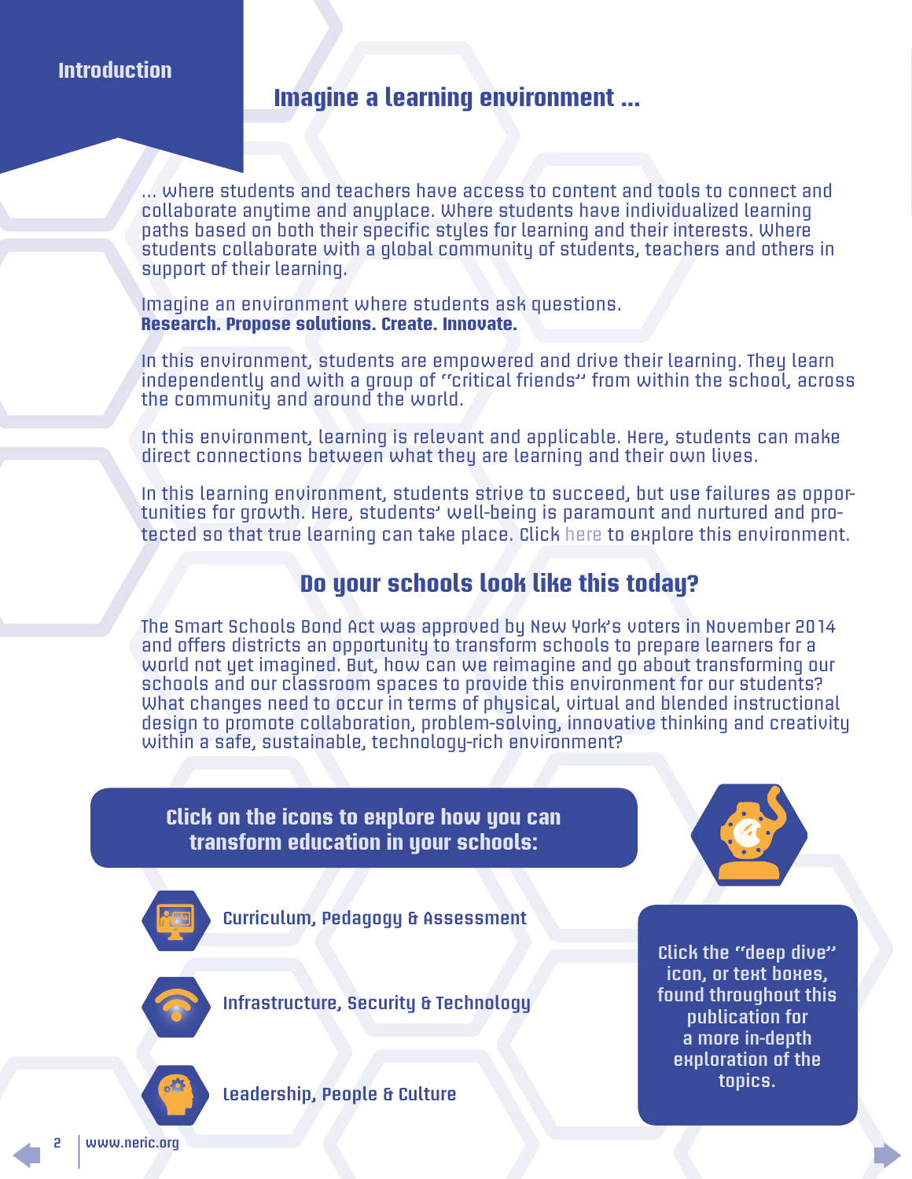## Introduction

# Imagine a learning environment ...

... where students and teachers have access to content and tools to connect and collaborate anytime and anyplace. Where students have individualized learning paths based on both their specific styles for learning and their interests. Where students collaborate with a global community of students, teachers and others in support of their learning.

Imagine an environment where students ask questions.
**Research. Propose solutions. Create. Innovate.**

In this environment, students are empowered and drive their learning. They learn independently and with a group of "critical friends" from within the school, across the community and around the world.

In this environment, learning is relevant and applicable. Here, students can make direct connections between what they are learning and their own lives.

In this learning environment, students strive to succeed, but use failures as opportunities for growth. Here, students' well-being is paramount and nurtured and protected so that true learning can take place. Click here to explore this environment.

## Do your schools look like this today?

The Smart Schools Bond Act was approved by New York's voters in November 2014 and offers districts an opportunity to transform schools to prepare learners for a world not yet imagined. But, how can we reimagine and go about transforming our schools and our classroom spaces to provide this environment for our students? What changes need to occur in terms of physical, virtual and blended instructional design to promote collaboration, problem-solving, innovative thinking and creativity within a safe, sustainable, technology-rich environment?

**Click on the icons to explore how you can transform education in your schools:**

- Curriculum, Pedagogy & Assessment
- Infrastructure, Security & Technology
- Leadership, People & Culture

Click the "deep dive" icon, or text boxes, found throughout this publication for a more in-depth exploration of the topics.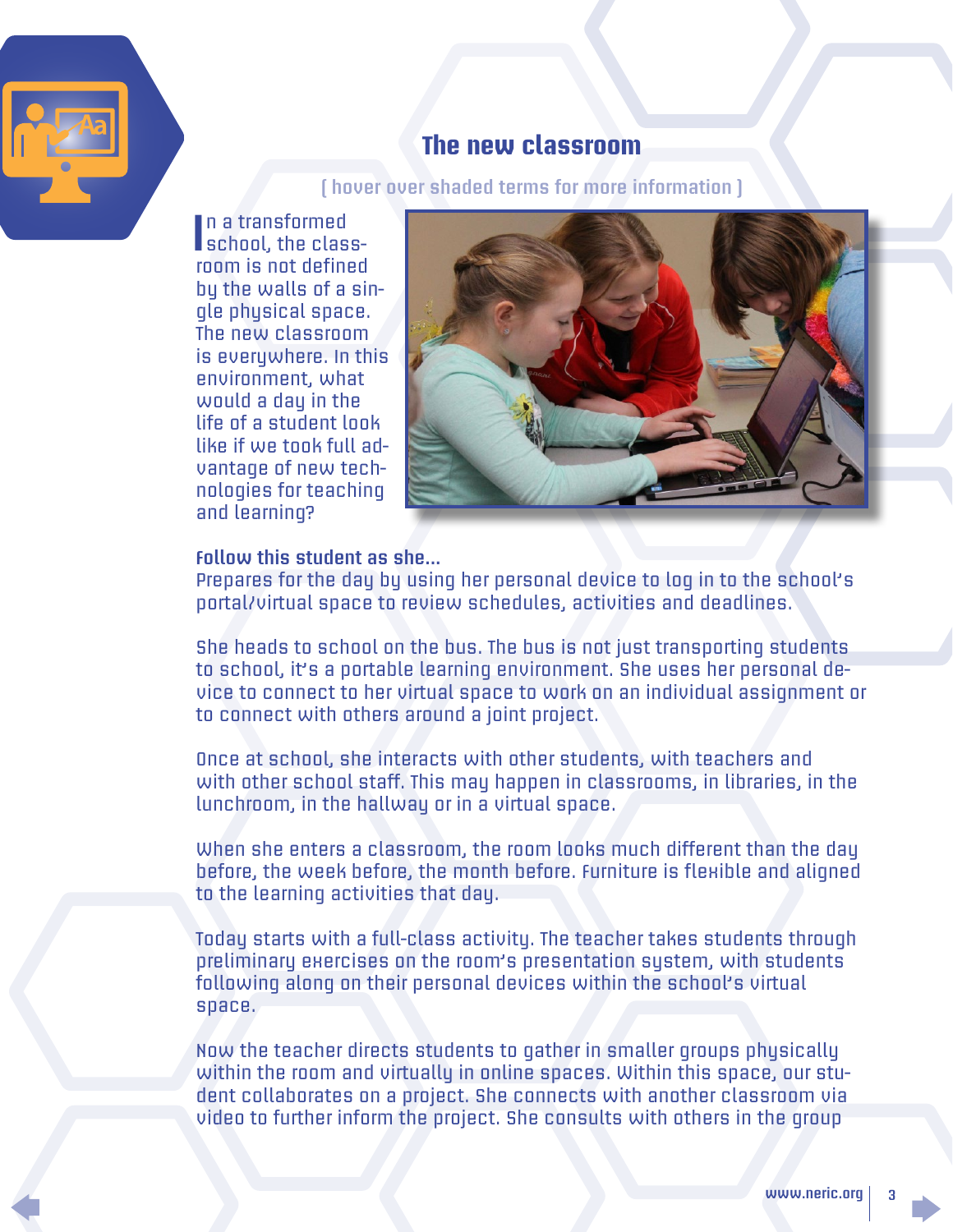## The new classroom

( hover over shaded terms for more information )

In a transformed school, the classroom is not defined by the walls of a single physical space. The new classroom is everywhere. In this environment, what would a day in the life of a student look like if we took full advantage of new technologies for teaching and learning?

**Follow this student as she...**

Prepares for the day by using her personal device to log in to the school's portal/virtual space to review schedules, activities and deadlines.

She heads to school on the bus. The bus is not just transporting students to school, it's a portable learning environment. She uses her personal device to connect to her virtual space to work on an individual assignment or to connect with others around a joint project.

Once at school, she interacts with other students, with teachers and with other school staff. This may happen in classrooms, in libraries, in the lunchroom, in the hallway or in a virtual space.

When she enters a classroom, the room looks much different than the day before, the week before, the month before. Furniture is flexible and aligned to the learning activities that day.

Today starts with a full-class activity. The teacher takes students through preliminary exercises on the room's presentation system, with students following along on their personal devices within the school's virtual space.

Now the teacher directs students to gather in smaller groups physically within the room and virtually in online spaces. Within this space, our student collaborates on a project. She connects with another classroom via video to further inform the project. She consults with others in the group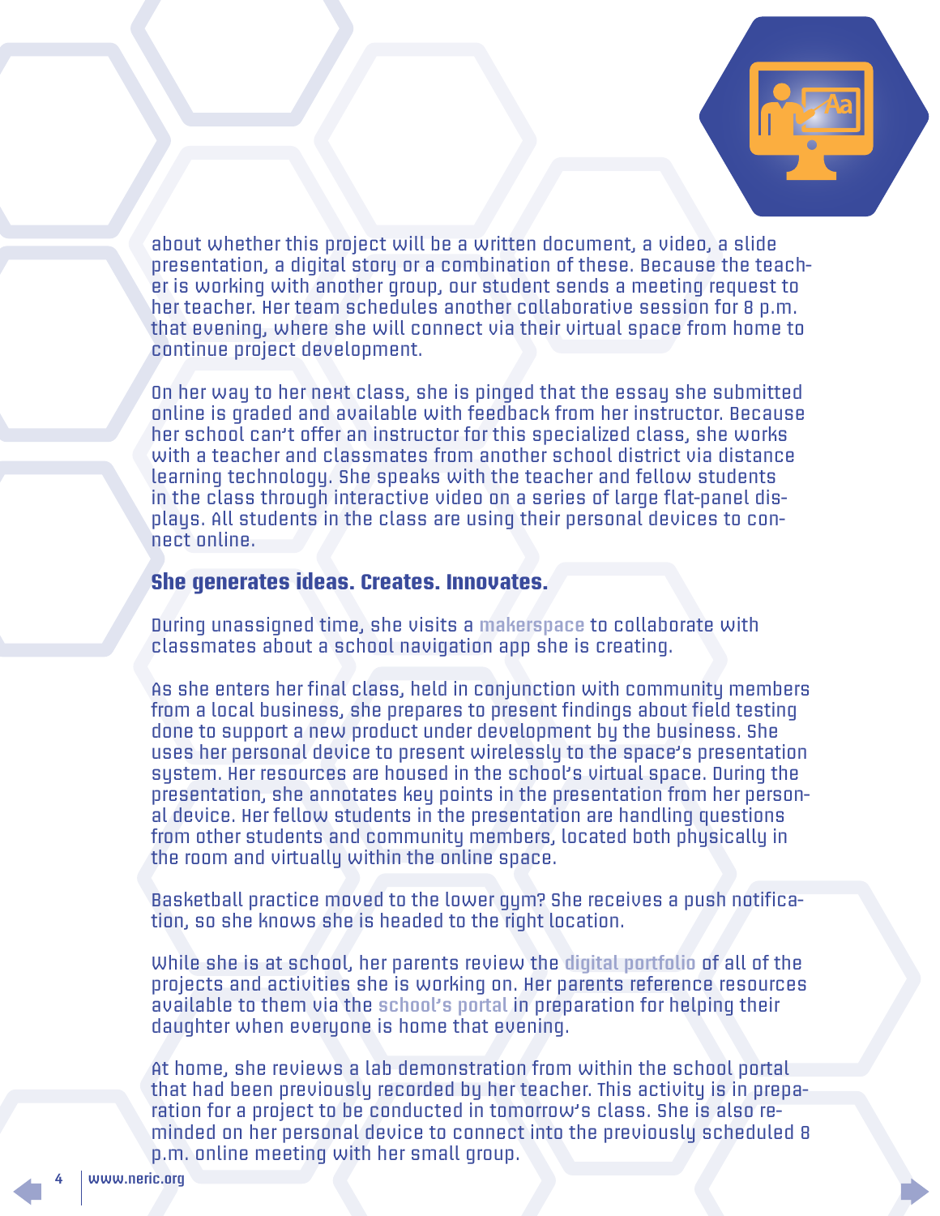about whether this project will be a written document, a video, a slide presentation, a digital story or a combination of these. Because the teacher is working with another group, our student sends a meeting request to her teacher. Her team schedules another collaborative session for 8 p.m. that evening, where she will connect via their virtual space from home to continue project development.

On her way to her next class, she is pinged that the essay she submitted online is graded and available with feedback from her instructor. Because her school can't offer an instructor for this specialized class, she works with a teacher and classmates from another school district via distance learning technology. She speaks with the teacher and fellow students in the class through interactive video on a series of large flat-panel displays. All students in the class are using their personal devices to connect online.

### She generates ideas. Creates. Innovates.

During unassigned time, she visits a makerspace to collaborate with classmates about a school navigation app she is creating.

As she enters her final class, held in conjunction with community members from a local business, she prepares to present findings about field testing done to support a new product under development by the business. She uses her personal device to present wirelessly to the space's presentation system. Her resources are housed in the school's virtual space. During the presentation, she annotates key points in the presentation from her personal device. Her fellow students in the presentation are handling questions from other students and community members, located both physically in the room and virtually within the online space.

Basketball practice moved to the lower gym? She receives a push notification, so she knows she is headed to the right location.

While she is at school, her parents review the digital portfolio of all of the projects and activities she is working on. Her parents reference resources available to them via the school's portal in preparation for helping their daughter when everyone is home that evening.

At home, she reviews a lab demonstration from within the school portal that had been previously recorded by her teacher. This activity is in preparation for a project to be conducted in tomorrow's class. She is also reminded on her personal device to connect into the previously scheduled 8 p.m. online meeting with her small group.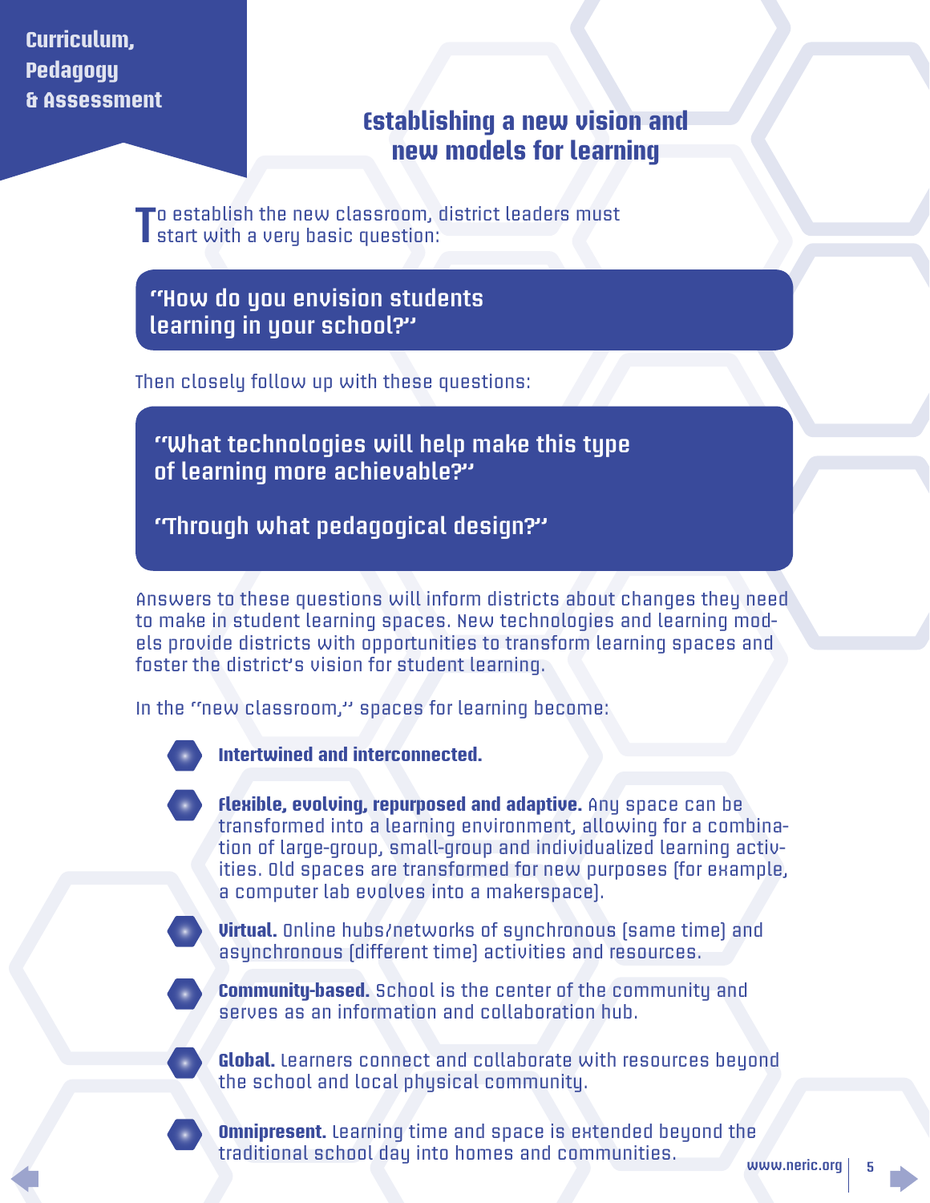Curriculum, Pedagogy & Assessment

## Establishing a new vision and new models for learning

To establish the new classroom, district leaders must start with a very basic question:

> **"How do you envision students learning in your school?"**

Then closely follow up with these questions:

> **"What technologies will help make this type of learning more achievable?"**
>
> **"Through what pedagogical design?"**

Answers to these questions will inform districts about changes they need to make in student learning spaces. New technologies and learning models provide districts with opportunities to transform learning spaces and foster the district's vision for student learning.

In the "new classroom," spaces for learning become:

- **Intertwined and interconnected.**
- **Flexible, evolving, repurposed and adaptive.** Any space can be transformed into a learning environment, allowing for a combination of large-group, small-group and individualized learning activities. Old spaces are transformed for new purposes (for example, a computer lab evolves into a makerspace).
- **Virtual.** Online hubs/networks of synchronous (same time) and asynchronous (different time) activities and resources.
- **Community-based.** School is the center of the community and serves as an information and collaboration hub.
- **Global.** Learners connect and collaborate with resources beyond the school and local physical community.
- **Omnipresent.** Learning time and space is extended beyond the traditional school day into homes and communities.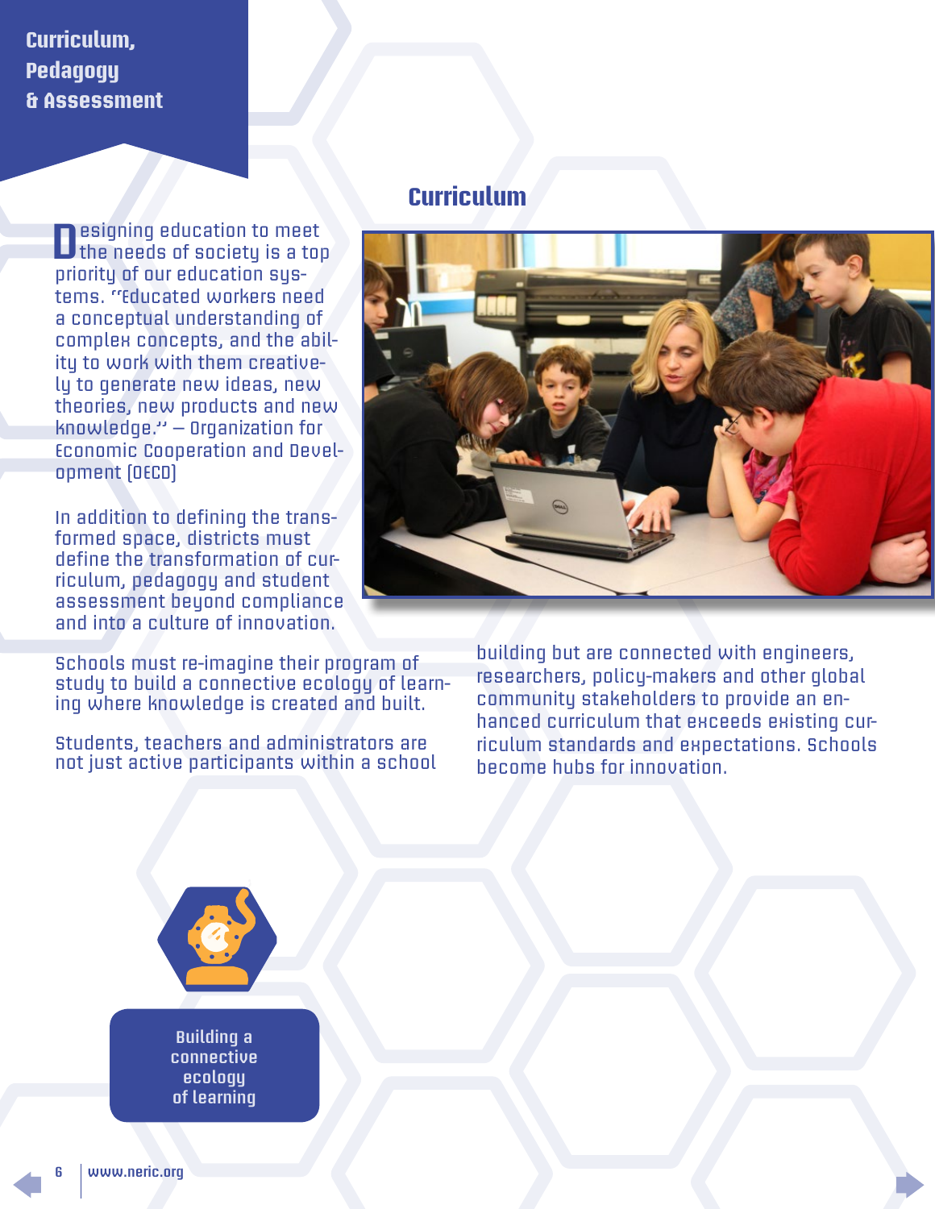# Curriculum, Pedagogy & Assessment

## Curriculum

Designing education to meet the needs of society is a top priority of our education systems. "Educated workers need a conceptual understanding of complex concepts, and the ability to work with them creatively to generate new ideas, new theories, new products and new knowledge." – Organization for Economic Cooperation and Development (OECD)

In addition to defining the transformed space, districts must define the transformation of curriculum, pedagogy and student assessment beyond compliance and into a culture of innovation.

Schools must re-imagine their program of study to build a connective ecology of learning where knowledge is created and built.

Students, teachers and administrators are not just active participants within a school building but are connected with engineers, researchers, policy-makers and other global community stakeholders to provide an enhanced curriculum that exceeds existing curriculum standards and expectations. Schools become hubs for innovation.

Building a connective ecology of learning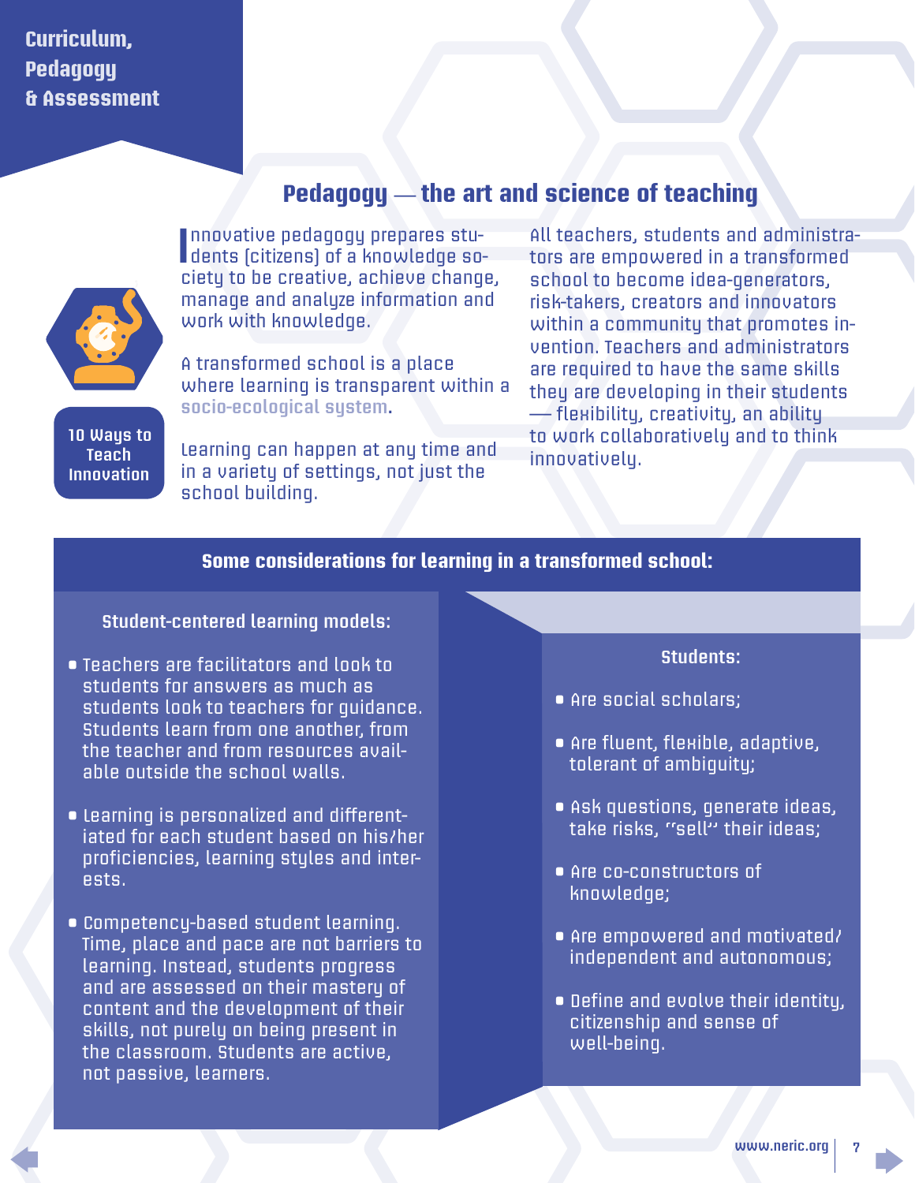Curriculum, Pedagogy & Assessment

## Pedagogy — the art and science of teaching

10 Ways to Teach Innovation

Innovative pedagogy prepares students (citizens) of a knowledge society to be creative, achieve change, manage and analyze information and work with knowledge.

A transformed school is a place where learning is transparent within a socio-ecological system.

Learning can happen at any time and in a variety of settings, not just the school building.

All teachers, students and administrators are empowered in a transformed school to become idea-generators, risk-takers, creators and innovators within a community that promotes invention. Teachers and administrators are required to have the same skills they are developing in their students — flexibility, creativity, an ability to work collaboratively and to think innovatively.

### Some considerations for learning in a transformed school:

#### Student-centered learning models:

- Teachers are facilitators and look to students for answers as much as students look to teachers for guidance. Students learn from one another, from the teacher and from resources available outside the school walls.
- Learning is personalized and differentiated for each student based on his/her proficiencies, learning styles and interests.
- Competency-based student learning. Time, place and pace are not barriers to learning. Instead, students progress and are assessed on their mastery of content and the development of their skills, not purely on being present in the classroom. Students are active, not passive, learners.

#### Students:

- Are social scholars;
- Are fluent, flexible, adaptive, tolerant of ambiguity;
- Ask questions, generate ideas, take risks, "sell" their ideas;
- Are co-constructors of knowledge;
- Are empowered and motivated/ independent and autonomous;
- Define and evolve their identity, citizenship and sense of well-being.

www.neric.org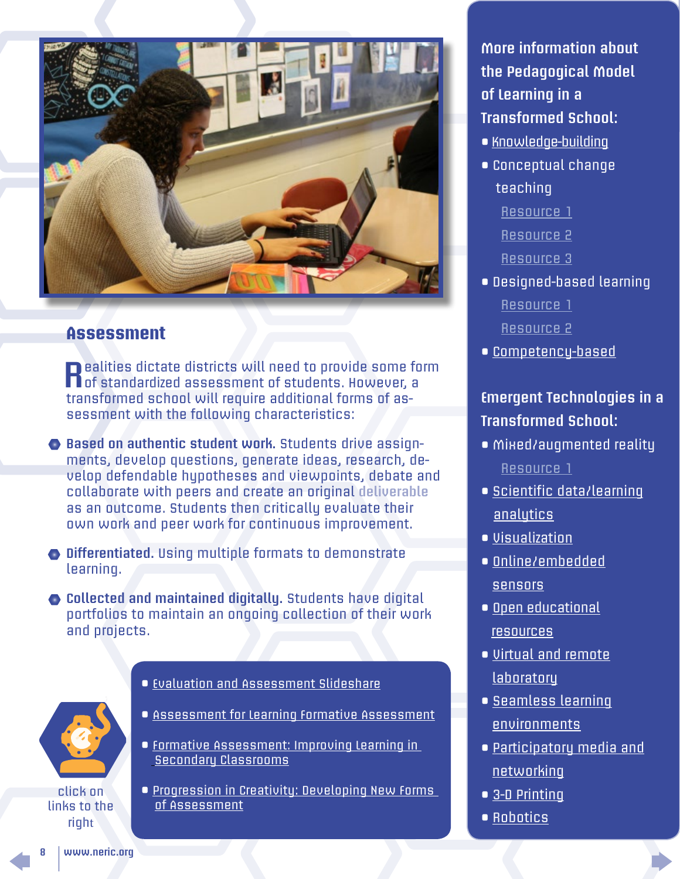## Assessment

Realities dictate districts will need to provide some form of standardized assessment of students. However, a transformed school will require additional forms of assessment with the following characteristics:

- **Based on authentic student work.** Students drive assignments, develop questions, generate ideas, research, develop defendable hypotheses and viewpoints, debate and collaborate with peers and create an original deliverable as an outcome. Students then critically evaluate their own work and peer work for continuous improvement.
- **Differentiated.** Using multiple formats to demonstrate learning.
- **Collected and maintained digitally.** Students have digital portfolios to maintain an ongoing collection of their work and projects.

click on links to the right

- Evaluation and Assessment Slideshare
- Assessment for Learning Formative Assessment
- Formative Assessment: Improving Learning in Secondary Classrooms
- Progression in Creativity: Developing New Forms of Assessment

### More information about the Pedagogical Model of Learning in a Transformed School:

- Knowledge-building
- Conceptual change teaching
  - Resource 1
  - Resource 2
  - Resource 3
- Designed-based learning
  - Resource 1
  - Resource 2
- Competency-based

### Emergent Technologies in a Transformed School:

- Mixed/augmented reality
  - Resource 1
- Scientific data/learning analytics
- Visualization
- Online/embedded sensors
- Open educational resources
- Virtual and remote laboratory
- Seamless learning environments
- Participatory media and networking
- 3-D Printing
- Robotics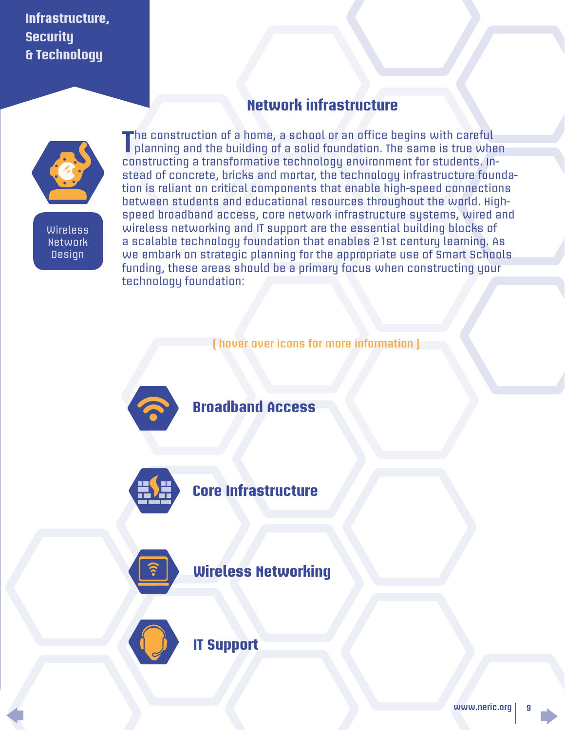Infrastructure, Security & Technology

## Network infrastructure

Wireless Network Design

The construction of a home, a school or an office begins with careful planning and the building of a solid foundation. The same is true when constructing a transformative technology environment for students. Instead of concrete, bricks and mortar, the technology infrastructure foundation is reliant on critical components that enable high-speed connections between students and educational resources throughout the world. High-speed broadband access, core network infrastructure systems, wired and wireless networking and IT support are the essential building blocks of a scalable technology foundation that enables 21st century learning. As we embark on strategic planning for the appropriate use of Smart Schools funding, these areas should be a primary focus when constructing your technology foundation:

[ hover over icons for more information ]

### Broadband Access

### Core Infrastructure

### Wireless Networking

### IT Support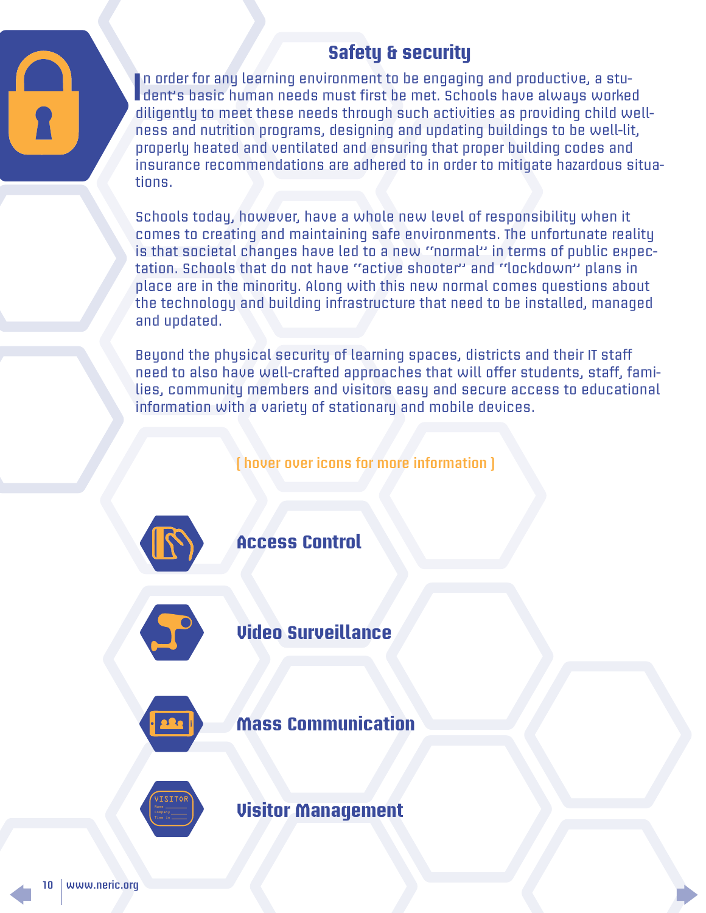## Safety & security

In order for any learning environment to be engaging and productive, a student's basic human needs must first be met. Schools have always worked diligently to meet these needs through such activities as providing child wellness and nutrition programs, designing and updating buildings to be well-lit, properly heated and ventilated and ensuring that proper building codes and insurance recommendations are adhered to in order to mitigate hazardous situations.

Schools today, however, have a whole new level of responsibility when it comes to creating and maintaining safe environments. The unfortunate reality is that societal changes have led to a new "normal" in terms of public expectation. Schools that do not have "active shooter" and "lockdown" plans in place are in the minority. Along with this new normal comes questions about the technology and building infrastructure that need to be installed, managed and updated.

Beyond the physical security of learning spaces, districts and their IT staff need to also have well-crafted approaches that will offer students, staff, families, community members and visitors easy and secure access to educational information with a variety of stationary and mobile devices.

[ hover over icons for more information ]

**Access Control**

**Video Surveillance**

**Mass Communication**

**Visitor Management**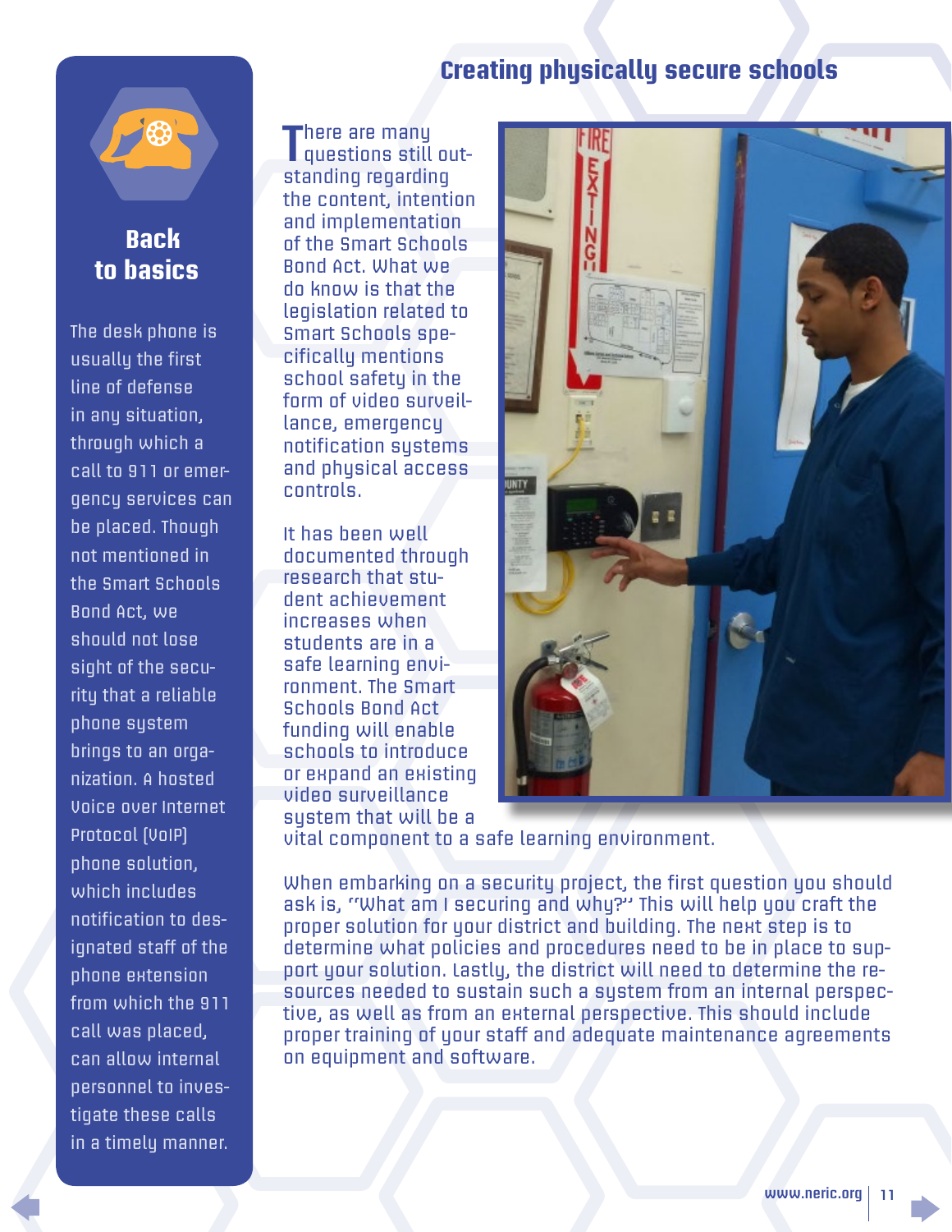## Back to basics

The desk phone is usually the first line of defense in any situation, through which a call to 911 or emergency services can be placed. Though not mentioned in the Smart Schools Bond Act, we should not lose sight of the security that a reliable phone system brings to an organization. A hosted Voice over Internet Protocol (VoIP) phone solution, which includes notification to designated staff of the phone extension from which the 911 call was placed, can allow internal personnel to investigate these calls in a timely manner.

# Creating physically secure schools

There are many questions still outstanding regarding the content, intention and implementation of the Smart Schools Bond Act. What we do know is that the legislation related to Smart Schools specifically mentions school safety in the form of video surveillance, emergency notification systems and physical access controls.

It has been well documented through research that student achievement increases when students are in a safe learning environment. The Smart Schools Bond Act funding will enable schools to introduce or expand an existing video surveillance system that will be a vital component to a safe learning environment.

When embarking on a security project, the first question you should ask is, "What am I securing and why?" This will help you craft the proper solution for your district and building. The next step is to determine what policies and procedures need to be in place to support your solution. Lastly, the district will need to determine the resources needed to sustain such a system from an internal perspective, as well as from an external perspective. This should include proper training of your staff and adequate maintenance agreements on equipment and software.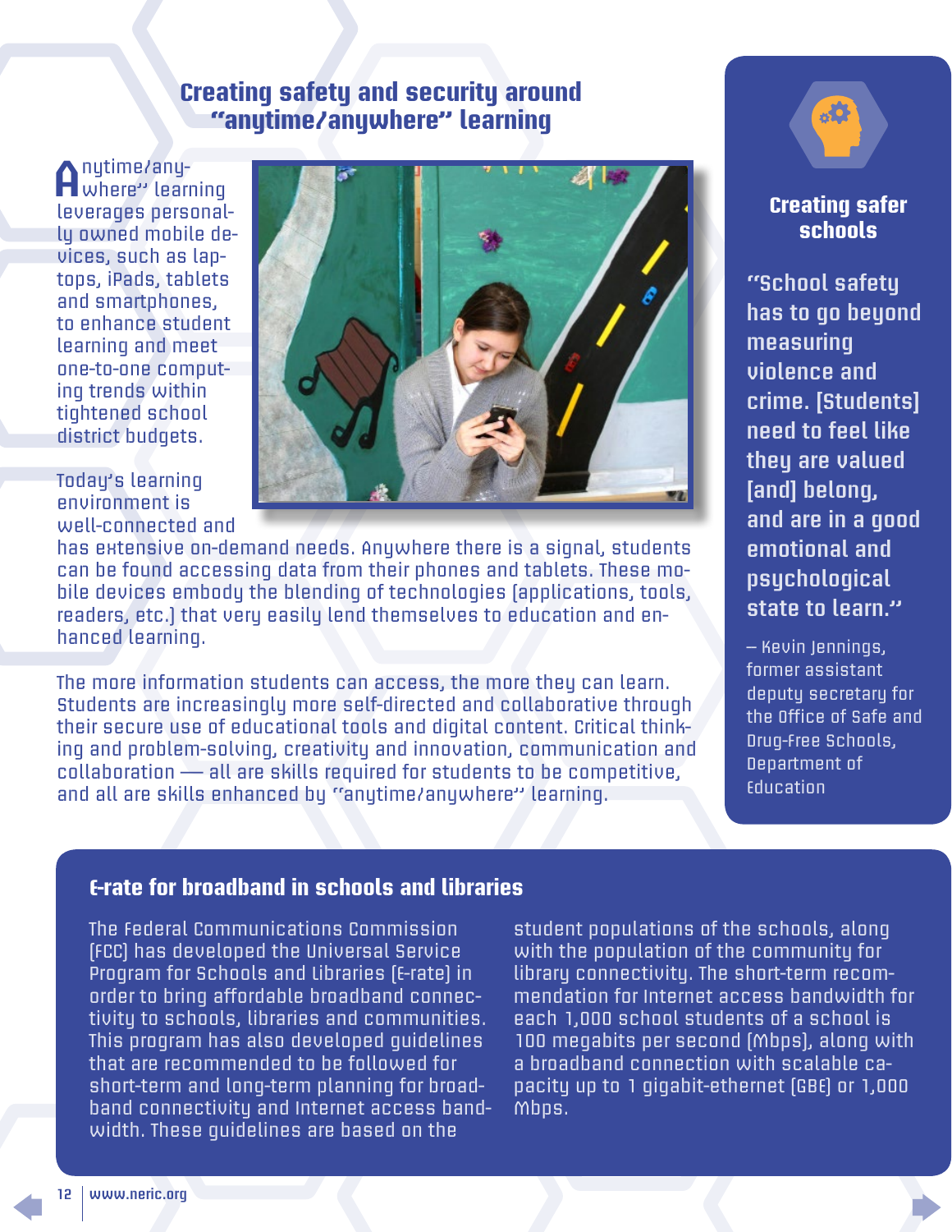## Creating safety and security around "anytime/anywhere" learning

"Anytime/anywhere" learning leverages personally owned mobile devices, such as laptops, iPads, tablets and smartphones, to enhance student learning and meet one-to-one computing trends within tightened school district budgets.

Today's learning environment is well-connected and has extensive on-demand needs. Anywhere there is a signal, students can be found accessing data from their phones and tablets. These mobile devices embody the blending of technologies (applications, tools, readers, etc.) that very easily lend themselves to education and enhanced learning.

The more information students can access, the more they can learn. Students are increasingly more self-directed and collaborative through their secure use of educational tools and digital content. Critical thinking and problem-solving, creativity and innovation, communication and collaboration — all are skills required for students to be competitive, and all are skills enhanced by "anytime/anywhere" learning.

### Creating safer schools

**"School safety has to go beyond measuring violence and crime. [Students] need to feel like they are valued [and] belong, and are in a good emotional and psychological state to learn."**

– Kevin Jennings, former assistant deputy secretary for the Office of Safe and Drug-Free Schools, Department of Education

### E-rate for broadband in schools and libraries

The Federal Communications Commission (FCC) has developed the Universal Service Program for Schools and Libraries (E-rate) in order to bring affordable broadband connectivity to schools, libraries and communities. This program has also developed guidelines that are recommended to be followed for short-term and long-term planning for broadband connectivity and Internet access bandwidth. These guidelines are based on the student populations of the schools, along with the population of the community for library connectivity. The short-term recommendation for Internet access bandwidth for each 1,000 school students of a school is 100 megabits per second (Mbps), along with a broadband connection with scalable capacity up to 1 gigabit-ethernet (GBE) or 1,000 Mbps.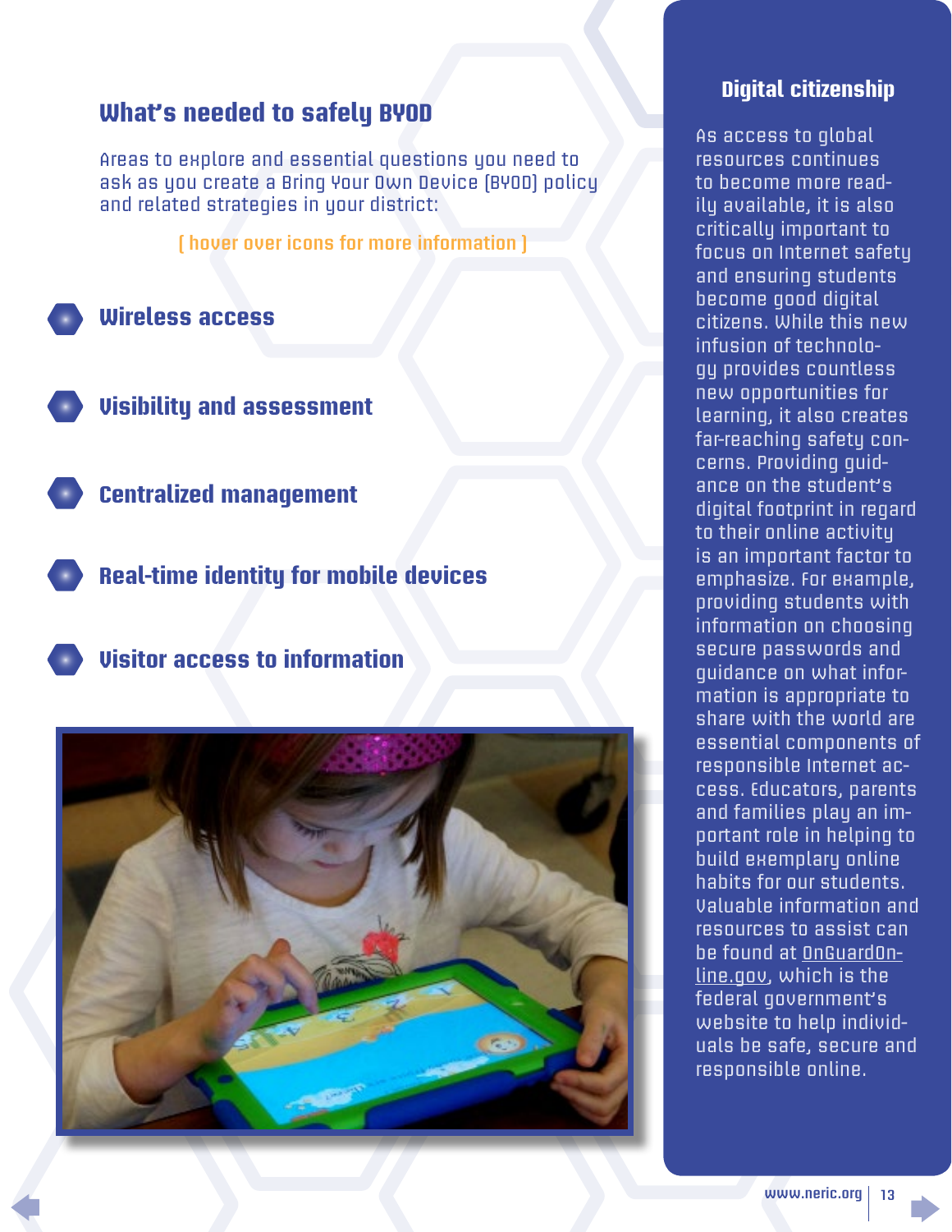## What's needed to safely BYOD

Areas to explore and essential questions you need to ask as you create a Bring Your Own Device (BYOD) policy and related strategies in your district:

( hover over icons for more information )

- **Wireless access**
- **Visibility and assessment**
- **Centralized management**
- **Real-time identity for mobile devices**
- **Visitor access to information**

## Digital citizenship

As access to global resources continues to become more readily available, it is also critically important to focus on Internet safety and ensuring students become good digital citizens. While this new infusion of technology provides countless new opportunities for learning, it also creates far-reaching safety concerns. Providing guidance on the student's digital footprint in regard to their online activity is an important factor to emphasize. For example, providing students with information on choosing secure passwords and guidance on what information is appropriate to share with the world are essential components of responsible Internet access. Educators, parents and families play an important role in helping to build exemplary online habits for our students. Valuable information and resources to assist can be found at OnGuardOnline.gov, which is the federal government's website to help individuals be safe, secure and responsible online.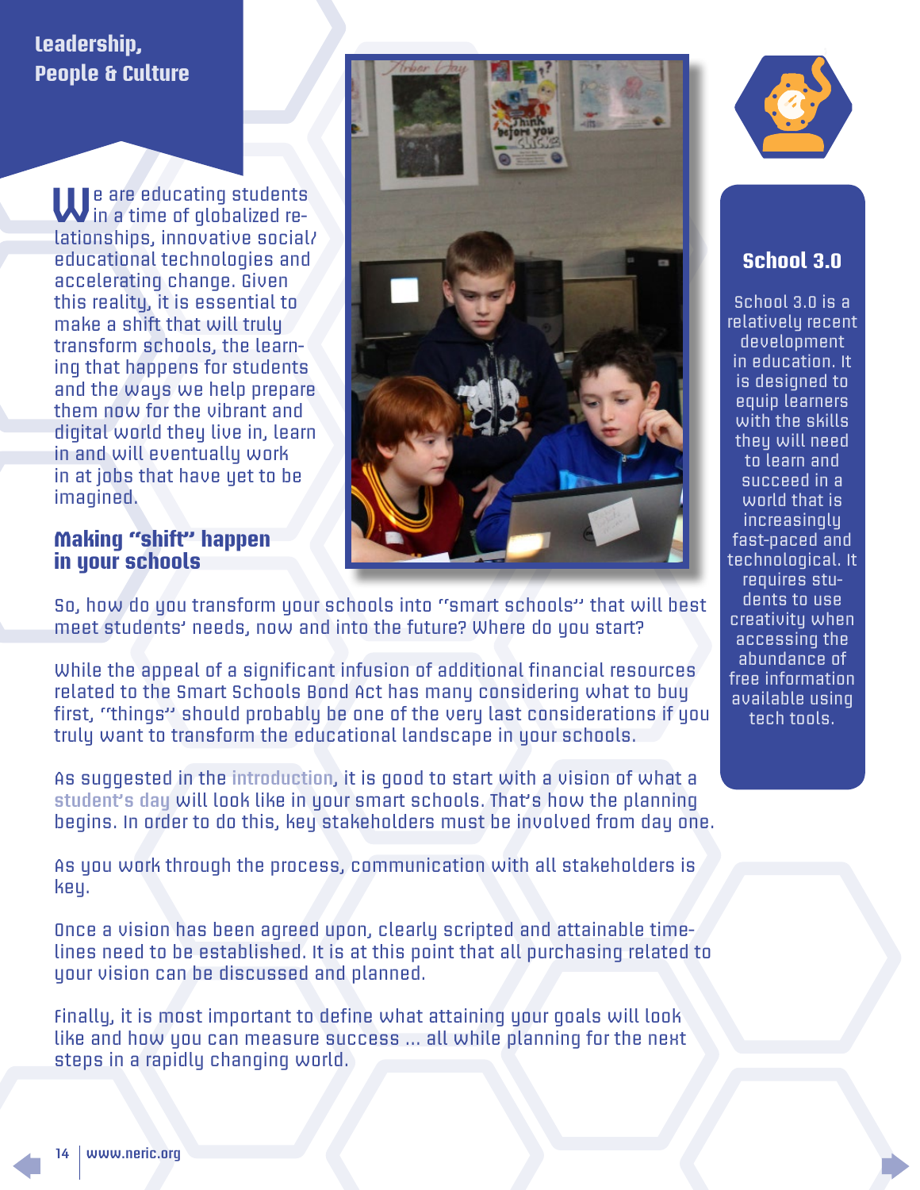## Leadership, People & Culture

We are educating students in a time of globalized relationships, innovative social/educational technologies and accelerating change. Given this reality, it is essential to make a shift that will truly transform schools, the learning that happens for students and the ways we help prepare them now for the vibrant and digital world they live in, learn in and will eventually work in at jobs that have yet to be imagined.

### Making "shift" happen in your schools

So, how do you transform your schools into "smart schools" that will best meet students' needs, now and into the future? Where do you start?

While the appeal of a significant infusion of additional financial resources related to the Smart Schools Bond Act has many considering what to buy first, "things" should probably be one of the very last considerations if you truly want to transform the educational landscape in your schools.

As suggested in the introduction, it is good to start with a vision of what a student's day will look like in your smart schools. That's how the planning begins. In order to do this, key stakeholders must be involved from day one.

As you work through the process, communication with all stakeholders is key.

Once a vision has been agreed upon, clearly scripted and attainable timelines need to be established. It is at this point that all purchasing related to your vision can be discussed and planned.

Finally, it is most important to define what attaining your goals will look like and how you can measure success ... all while planning for the next steps in a rapidly changing world.

### School 3.0

School 3.0 is a relatively recent development in education. It is designed to equip learners with the skills they will need to learn and succeed in a world that is increasingly fast-paced and technological. It requires students to use creativity when accessing the abundance of free information available using tech tools.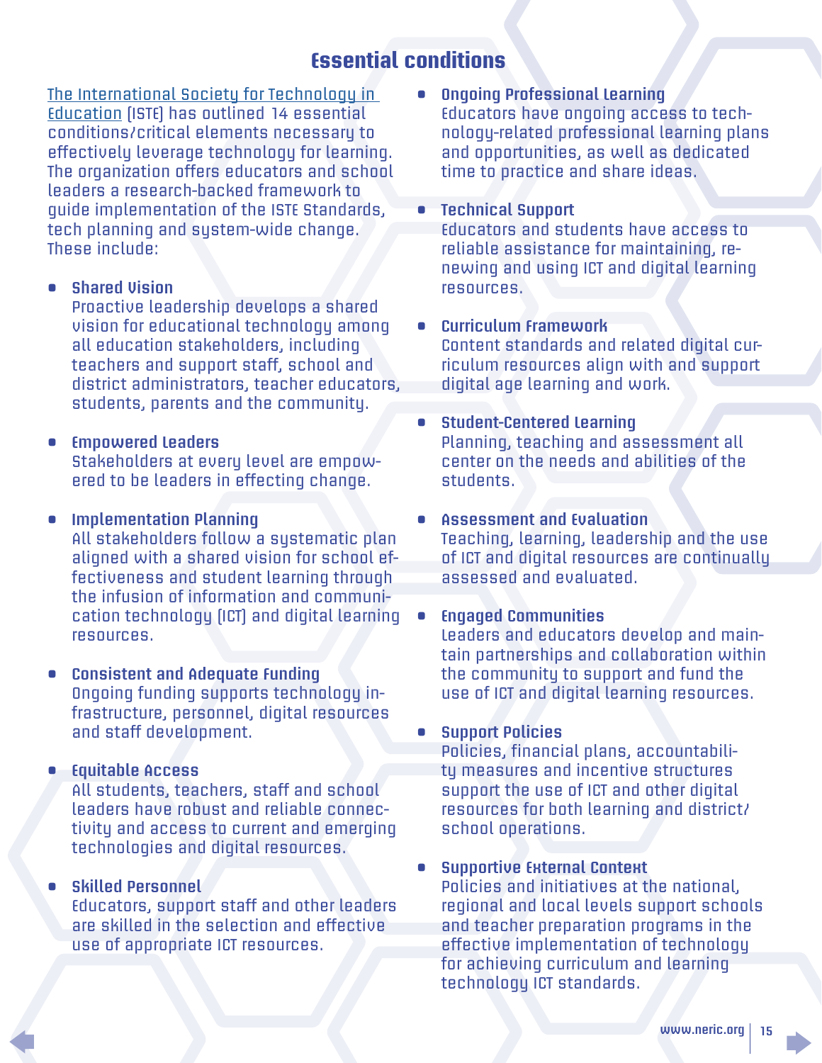## Essential conditions

The International Society for Technology in Education (ISTE) has outlined 14 essential conditions/critical elements necessary to effectively leverage technology for learning. The organization offers educators and school leaders a research-backed framework to guide implementation of the ISTE Standards, tech planning and system-wide change. These include:

- **Shared Vision**
  Proactive leadership develops a shared vision for educational technology among all education stakeholders, including teachers and support staff, school and district administrators, teacher educators, students, parents and the community.

- **Empowered Leaders**
  Stakeholders at every level are empowered to be leaders in effecting change.

- **Implementation Planning**
  All stakeholders follow a systematic plan aligned with a shared vision for school effectiveness and student learning through the infusion of information and communication technology (ICT) and digital learning resources.

- **Consistent and Adequate Funding**
  Ongoing funding supports technology infrastructure, personnel, digital resources and staff development.

- **Equitable Access**
  All students, teachers, staff and school leaders have robust and reliable connectivity and access to current and emerging technologies and digital resources.

- **Skilled Personnel**
  Educators, support staff and other leaders are skilled in the selection and effective use of appropriate ICT resources.

- **Ongoing Professional Learning**
  Educators have ongoing access to technology-related professional learning plans and opportunities, as well as dedicated time to practice and share ideas.

- **Technical Support**
  Educators and students have access to reliable assistance for maintaining, renewing and using ICT and digital learning resources.

- **Curriculum Framework**
  Content standards and related digital curriculum resources align with and support digital age learning and work.

- **Student-Centered Learning**
  Planning, teaching and assessment all center on the needs and abilities of the students.

- **Assessment and Evaluation**
  Teaching, learning, leadership and the use of ICT and digital resources are continually assessed and evaluated.

- **Engaged Communities**
  Leaders and educators develop and maintain partnerships and collaboration within the community to support and fund the use of ICT and digital learning resources.

- **Support Policies**
  Policies, financial plans, accountability measures and incentive structures support the use of ICT and other digital resources for both learning and district/school operations.

- **Supportive External Context**
  Policies and initiatives at the national, regional and local levels support schools and teacher preparation programs in the effective implementation of technology for achieving curriculum and learning technology ICT standards.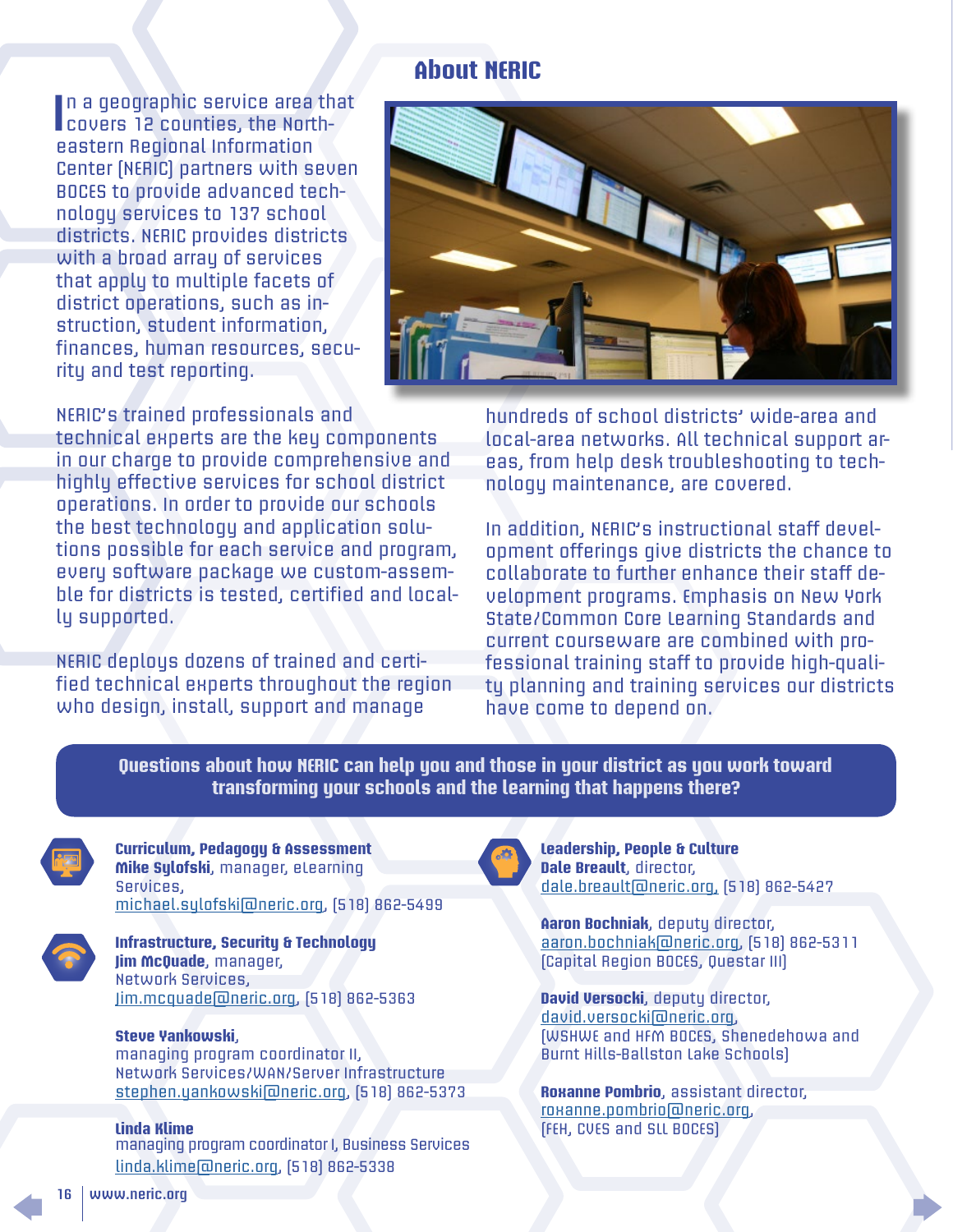## About NERIC

In a geographic service area that covers 12 counties, the Northeastern Regional Information Center (NERIC) partners with seven BOCES to provide advanced technology services to 137 school districts. NERIC provides districts with a broad array of services that apply to multiple facets of district operations, such as instruction, student information, finances, human resources, security and test reporting.

NERIC's trained professionals and technical experts are the key components in our charge to provide comprehensive and highly effective services for school district operations. In order to provide our schools the best technology and application solutions possible for each service and program, every software package we custom-assemble for districts is tested, certified and locally supported.

NERIC deploys dozens of trained and certified technical experts throughout the region who design, install, support and manage hundreds of school districts' wide-area and local-area networks. All technical support areas, from help desk troubleshooting to technology maintenance, are covered.

In addition, NERIC's instructional staff development offerings give districts the chance to collaborate to further enhance their staff development programs. Emphasis on New York State/Common Core Learning Standards and current courseware are combined with professional training staff to provide high-quality planning and training services our districts have come to depend on.

**Questions about how NERIC can help you and those in your district as you work toward transforming your schools and the learning that happens there?**

**Curriculum, Pedagogy & Assessment**
**Mike Sylofski**, manager, eLearning Services,
michael.sylofski@neric.org, (518) 862-5499

**Infrastructure, Security & Technology**
**Jim McQuade**, manager, Network Services,
jim.mcquade@neric.org, (518) 862-5363

**Steve Yankowski**, managing program coordinator II, Network Services/WAN/Server Infrastructure
stephen.yankowski@neric.org, (518) 862-5373

**Linda Klime**
managing program coordinator I, Business Services
linda.klime@neric.org, (518) 862-5338

**Leadership, People & Culture**
**Dale Breault**, director,
dale.breault@neric.org, (518) 862-5427

**Aaron Bochniak**, deputy director,
aaron.bochniak@neric.org, (518) 862-5311
(Capital Region BOCES, Questar III)

**David Versocki**, deputy director,
david.versocki@neric.org,
(WSHWE and HFM BOCES, Shenedehowa and Burnt Hills-Ballston Lake Schools)

**Roxanne Pombrio**, assistant director,
roxanne.pombrio@neric.org,
(FEH, CVES and SLL BOCES)

www.neric.org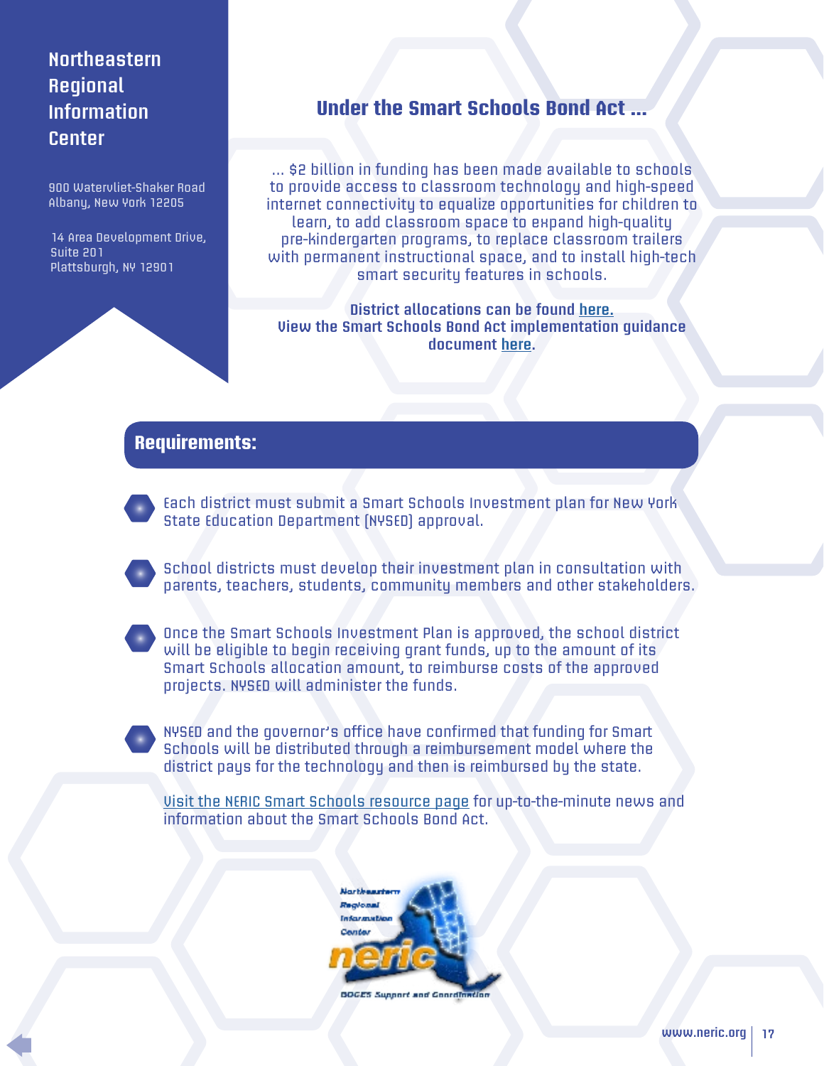## Northeastern Regional Information Center

900 Watervliet-Shaker Road
Albany, New York 12205

14 Area Development Drive,
Suite 201
Plattsburgh, NY 12901

## Under the Smart Schools Bond Act ...

... $2 billion in funding has been made available to schools to provide access to classroom technology and high-speed internet connectivity to equalize opportunities for children to learn, to add classroom space to expand high-quality pre-kindergarten programs, to replace classroom trailers with permanent instructional space, and to install high-tech smart security features in schools.

**District allocations can be found here.**
**View the Smart Schools Bond Act implementation guidance document here.**

## Requirements:

- Each district must submit a Smart Schools Investment plan for New York State Education Department (NYSED) approval.
- School districts must develop their investment plan in consultation with parents, teachers, students, community members and other stakeholders.
- Once the Smart Schools Investment Plan is approved, the school district will be eligible to begin receiving grant funds, up to the amount of its Smart Schools allocation amount, to reimburse costs of the approved projects. NYSED will administer the funds.
- NYSED and the governor's office have confirmed that funding for Smart Schools will be distributed through a reimbursement model where the district pays for the technology and then is reimbursed by the state.

Visit the NERIC Smart Schools resource page for up-to-the-minute news and information about the Smart Schools Bond Act.

Northeastern Regional Information Center
neric
BOCES Support and Coordination

www.neric.org